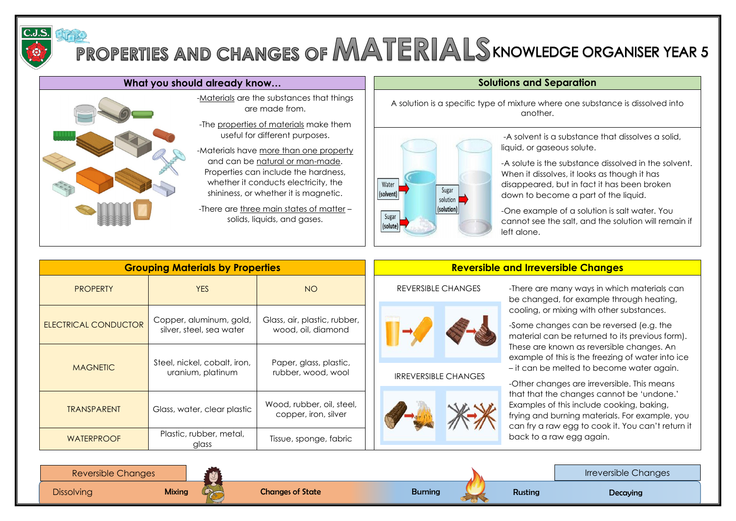# PROPERTIES AND CHANGES OF MATERIALS KNOWLEDGE ORGANISER YEAR 5

## What you should already know…

-Materials are the substances that things are made from.

-The properties of materials make them useful for different purposes.

-Materials have more than one property and can be natural or man-made. Properties can include the hardness, whether it conducts electricity, the shininess, or whether it is magnetic.

-There are three main states of matter – solids, liquids, and gases.

## Solutions and Separation

A solution is a specific type of mixture where one substance is dissolved into another.

Water (solvent)

Sugar (solute)

Sugar solution (solution)

-A solvent is a substance that dissolves a solid, liquid, or gaseous solute.

-A solute is the substance dissolved in the solvent. When it dissolves, it looks as though it has disappeared, but in fact it has been broken down to become a part of the liquid.

-One example of a solution is salt water. You cannot see the salt, and the solution will remain if left alone.

## Grouping Materials by Properties

| PROPERTY | YES | NO |
|---|---|---|
| ELECTRICAL CONDUCTOR | Copper, aluminum, gold, silver, steel, sea water | Glass, air, plastic, rubber, wood, oil, diamond |
| MAGNETIC | Steel, nickel, cobalt, iron, uranium, platinum | Paper, glass, plastic, rubber, wood, wool |
| TRANSPARENT | Glass, water, clear plastic | Wood, rubber, oil, steel, copper, iron, silver |
| WATERPROOF | Plastic, rubber, metal, glass | Tissue, sponge, fabric |

## Reversible and Irreversible Changes

REVERSIBLE CHANGES

IRREVERSIBLE CHANGES

-There are many ways in which materials can be changed, for example through heating, cooling, or mixing with other substances.

-Some changes can be reversed (e.g. the material can be returned to its previous form). These are known as reversible changes. An example of this is the freezing of water into ice – it can be melted to become water again.

-Other changes are irreversible. This means that that the changes cannot be 'undone.' Examples of this include cooking, baking, frying and burning materials. For example, you can fry a raw egg to cook it. You can't return it back to a raw egg again.

| Reversible Changes | | | Irreversible Changes | | |
|---|---|---|---|---|---|
| Dissolving | Mixing | Changes of State | Burning | Rusting | Decaying |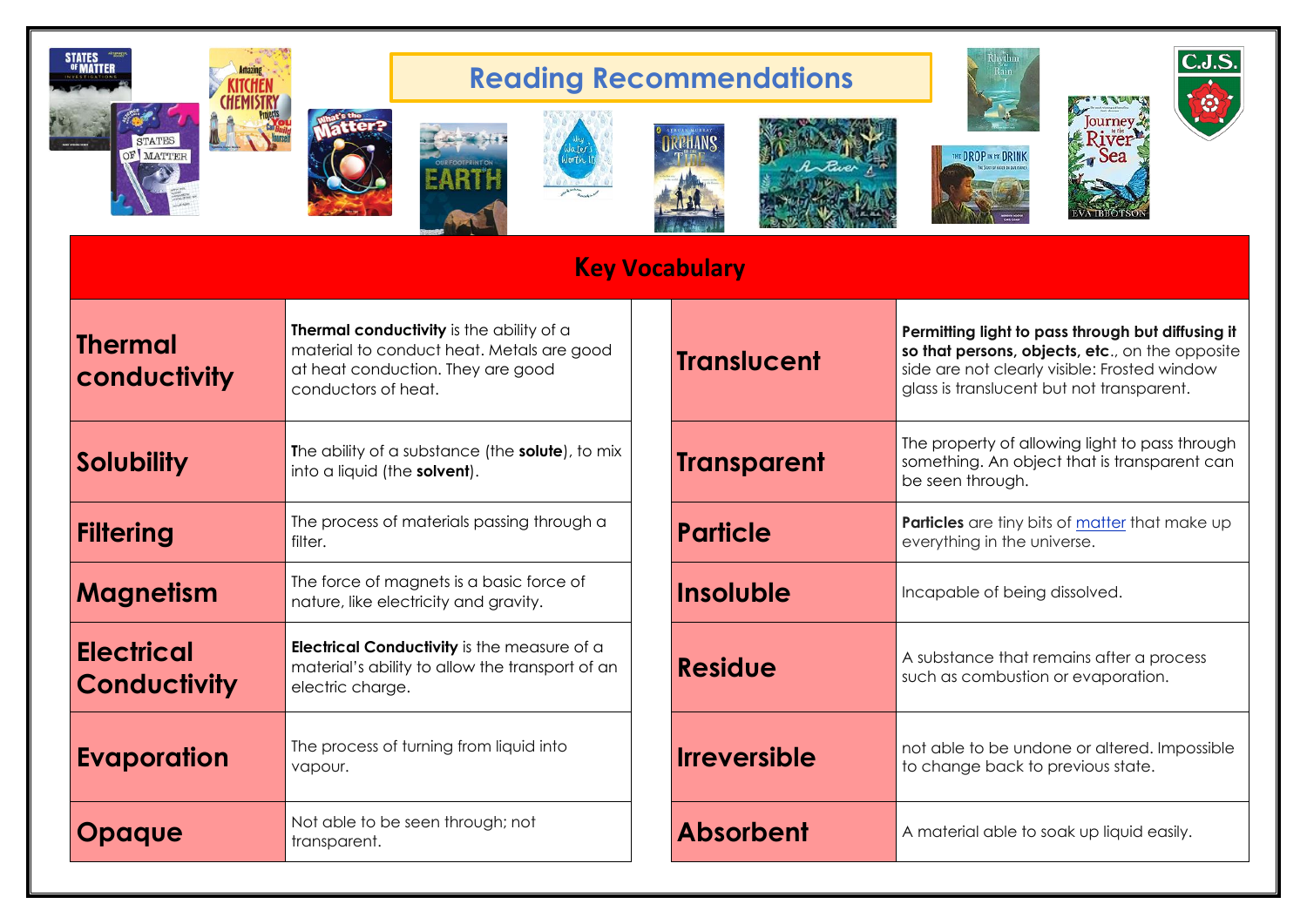# Reading Recommendations

## Key Vocabulary

| | | | |
|---|---|---|---|
| **Thermal conductivity** | **Thermal conductivity** is the ability of a material to conduct heat. Metals are good at heat conduction. They are good conductors of heat. | **Translucent** | **Permitting light to pass through but diffusing it so that persons, objects, etc**., on the opposite side are not clearly visible: Frosted window glass is translucent but not transparent. |
| **Solubility** | **T**he ability of a substance (the **solute**), to mix into a liquid (the **solvent**). | **Transparent** | The property of allowing light to pass through something. An object that is transparent can be seen through. |
| **Filtering** | The process of materials passing through a filter. | **Particle** | **Particles** are tiny bits of matter that make up everything in the universe. |
| **Magnetism** | The force of magnets is a basic force of nature, like electricity and gravity. | **Insoluble** | Incapable of being dissolved. |
| **Electrical Conductivity** | **Electrical Conductivity** is the measure of a material's ability to allow the transport of an electric charge. | **Residue** | A substance that remains after a process such as combustion or evaporation. |
| **Evaporation** | The process of turning from liquid into vapour. | **Irreversible** | not able to be undone or altered. Impossible to change back to previous state. |
| **Opaque** | Not able to be seen through; not transparent. | **Absorbent** | A material able to soak up liquid easily. |